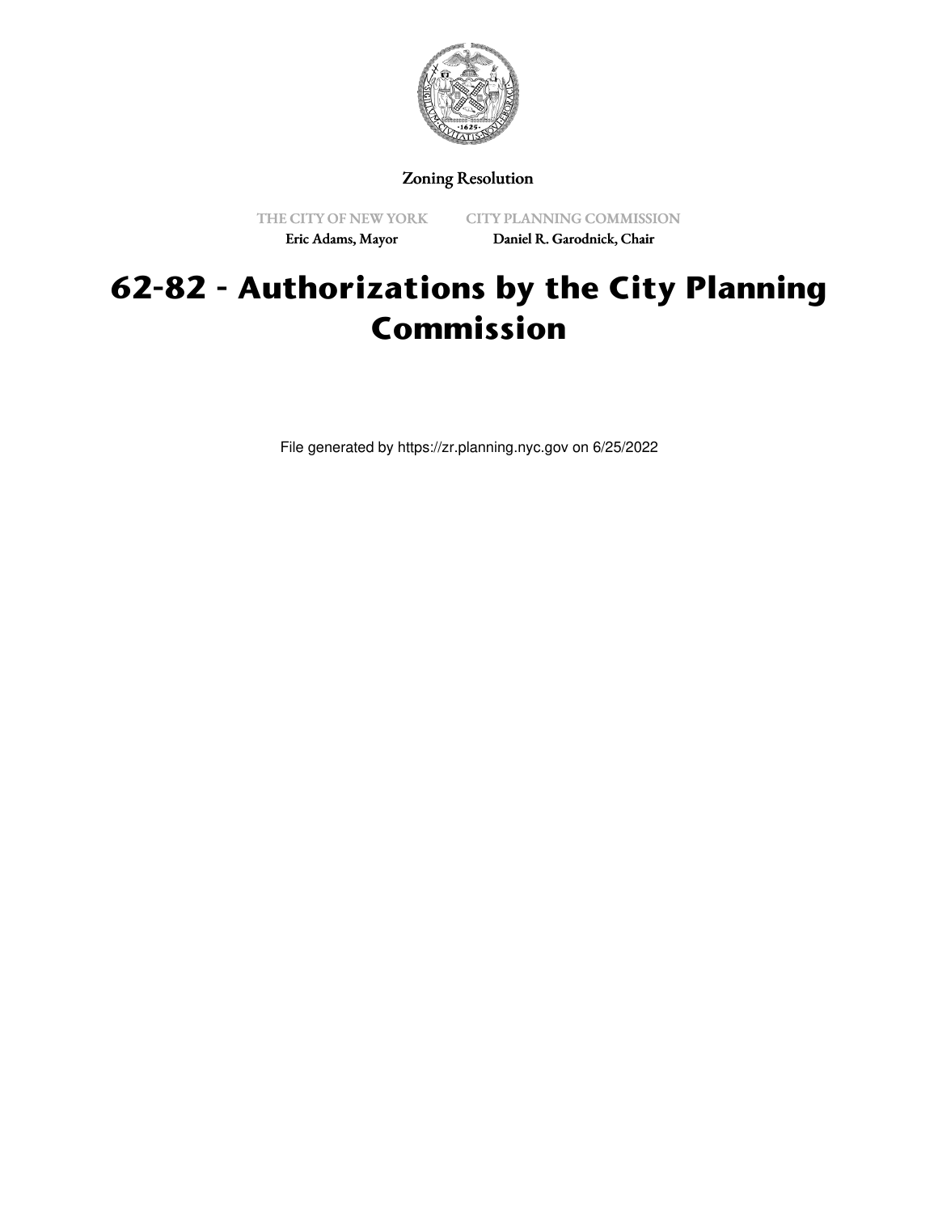Zoning Resolution

THE CITY OF NEW YORK
Eric Adams, Mayor

CITY PLANNING COMMISSION
Daniel R. Garodnick, Chair

# 62-82 - Authorizations by the City Planning Commission

File generated by https://zr.planning.nyc.gov on 6/25/2022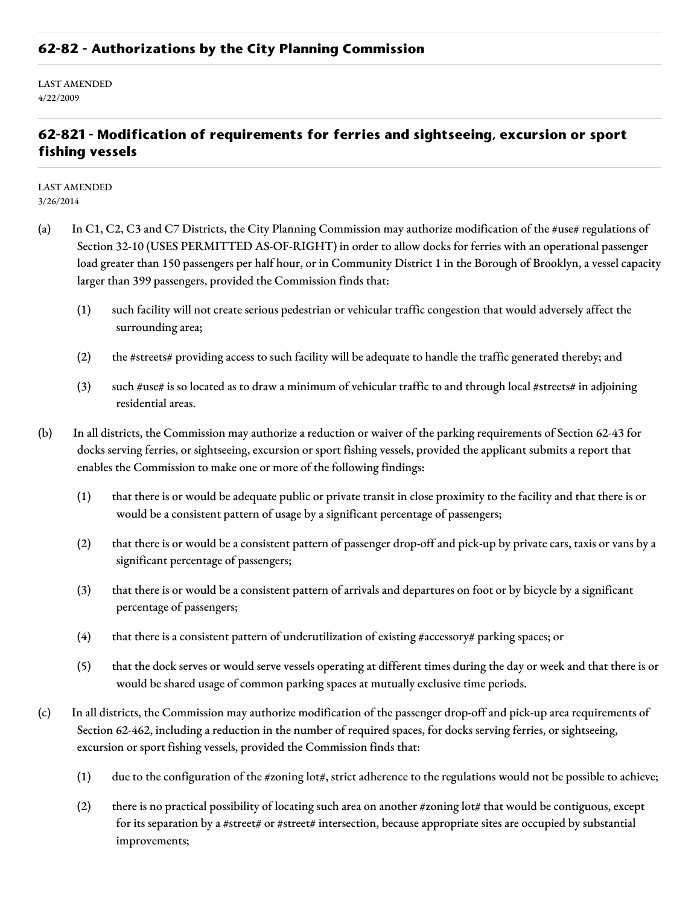## 62-82 - Authorizations by the City Planning Commission

LAST AMENDED
4/22/2009

## 62-821 - Modification of requirements for ferries and sightseeing, excursion or sport fishing vessels

LAST AMENDED
3/26/2014

(a) In C1, C2, C3 and C7 Districts, the City Planning Commission may authorize modification of the #use# regulations of Section 32-10 (USES PERMITTED AS-OF-RIGHT) in order to allow docks for ferries with an operational passenger load greater than 150 passengers per half hour, or in Community District 1 in the Borough of Brooklyn, a vessel capacity larger than 399 passengers, provided the Commission finds that:

(1) such facility will not create serious pedestrian or vehicular traffic congestion that would adversely affect the surrounding area;

(2) the #streets# providing access to such facility will be adequate to handle the traffic generated thereby; and

(3) such #use# is so located as to draw a minimum of vehicular traffic to and through local #streets# in adjoining residential areas.

(b) In all districts, the Commission may authorize a reduction or waiver of the parking requirements of Section 62-43 for docks serving ferries, or sightseeing, excursion or sport fishing vessels, provided the applicant submits a report that enables the Commission to make one or more of the following findings:

(1) that there is or would be adequate public or private transit in close proximity to the facility and that there is or would be a consistent pattern of usage by a significant percentage of passengers;

(2) that there is or would be a consistent pattern of passenger drop-off and pick-up by private cars, taxis or vans by a significant percentage of passengers;

(3) that there is or would be a consistent pattern of arrivals and departures on foot or by bicycle by a significant percentage of passengers;

(4) that there is a consistent pattern of underutilization of existing #accessory# parking spaces; or

(5) that the dock serves or would serve vessels operating at different times during the day or week and that there is or would be shared usage of common parking spaces at mutually exclusive time periods.

(c) In all districts, the Commission may authorize modification of the passenger drop-off and pick-up area requirements of Section 62-462, including a reduction in the number of required spaces, for docks serving ferries, or sightseeing, excursion or sport fishing vessels, provided the Commission finds that:

(1) due to the configuration of the #zoning lot#, strict adherence to the regulations would not be possible to achieve;

(2) there is no practical possibility of locating such area on another #zoning lot# that would be contiguous, except for its separation by a #street# or #street# intersection, because appropriate sites are occupied by substantial improvements;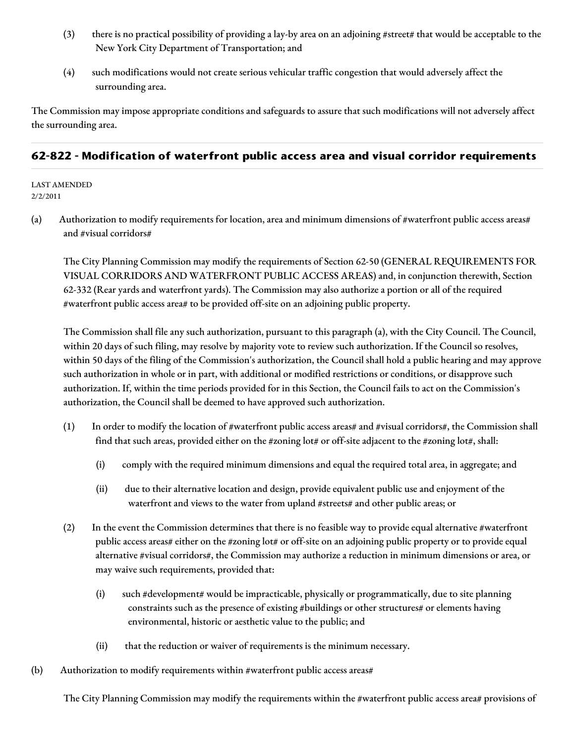(3) there is no practical possibility of providing a lay-by area on an adjoining #street# that would be acceptable to the New York City Department of Transportation; and

(4) such modifications would not create serious vehicular traffic congestion that would adversely affect the surrounding area.

The Commission may impose appropriate conditions and safeguards to assure that such modifications will not adversely affect the surrounding area.

## 62-822 - Modification of waterfront public access area and visual corridor requirements

LAST AMENDED
2/2/2011

(a) Authorization to modify requirements for location, area and minimum dimensions of #waterfront public access areas# and #visual corridors#

The City Planning Commission may modify the requirements of Section 62-50 (GENERAL REQUIREMENTS FOR VISUAL CORRIDORS AND WATERFRONT PUBLIC ACCESS AREAS) and, in conjunction therewith, Section 62-332 (Rear yards and waterfront yards). The Commission may also authorize a portion or all of the required #waterfront public access area# to be provided off-site on an adjoining public property.

The Commission shall file any such authorization, pursuant to this paragraph (a), with the City Council. The Council, within 20 days of such filing, may resolve by majority vote to review such authorization. If the Council so resolves, within 50 days of the filing of the Commission's authorization, the Council shall hold a public hearing and may approve such authorization in whole or in part, with additional or modified restrictions or conditions, or disapprove such authorization. If, within the time periods provided for in this Section, the Council fails to act on the Commission's authorization, the Council shall be deemed to have approved such authorization.

(1) In order to modify the location of #waterfront public access areas# and #visual corridors#, the Commission shall find that such areas, provided either on the #zoning lot# or off-site adjacent to the #zoning lot#, shall:

(i) comply with the required minimum dimensions and equal the required total area, in aggregate; and

(ii) due to their alternative location and design, provide equivalent public use and enjoyment of the waterfront and views to the water from upland #streets# and other public areas; or

(2) In the event the Commission determines that there is no feasible way to provide equal alternative #waterfront public access areas# either on the #zoning lot# or off-site on an adjoining public property or to provide equal alternative #visual corridors#, the Commission may authorize a reduction in minimum dimensions or area, or may waive such requirements, provided that:

(i) such #development# would be impracticable, physically or programmatically, due to site planning constraints such as the presence of existing #buildings or other structures# or elements having environmental, historic or aesthetic value to the public; and

(ii) that the reduction or waiver of requirements is the minimum necessary.

(b) Authorization to modify requirements within #waterfront public access areas#

The City Planning Commission may modify the requirements within the #waterfront public access area# provisions of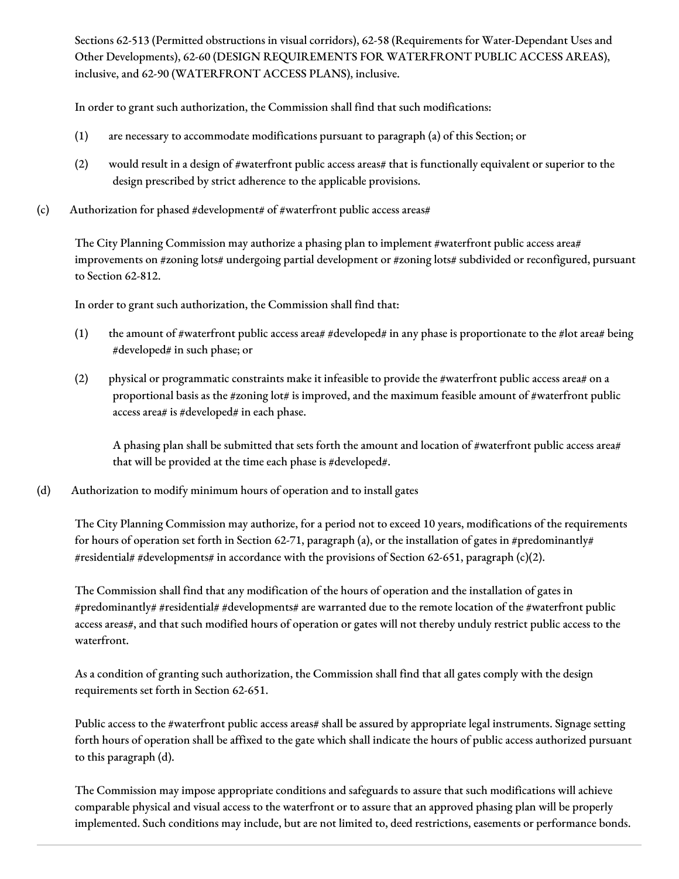Sections 62-513 (Permitted obstructions in visual corridors), 62-58 (Requirements for Water-Dependant Uses and Other Developments), 62-60 (DESIGN REQUIREMENTS FOR WATERFRONT PUBLIC ACCESS AREAS), inclusive, and 62-90 (WATERFRONT ACCESS PLANS), inclusive.

In order to grant such authorization, the Commission shall find that such modifications:

(1) are necessary to accommodate modifications pursuant to paragraph (a) of this Section; or

(2) would result in a design of #waterfront public access areas# that is functionally equivalent or superior to the design prescribed by strict adherence to the applicable provisions.

(c) Authorization for phased #development# of #waterfront public access areas#

The City Planning Commission may authorize a phasing plan to implement #waterfront public access area# improvements on #zoning lots# undergoing partial development or #zoning lots# subdivided or reconfigured, pursuant to Section 62-812.

In order to grant such authorization, the Commission shall find that:

(1) the amount of #waterfront public access area# #developed# in any phase is proportionate to the #lot area# being #developed# in such phase; or

(2) physical or programmatic constraints make it infeasible to provide the #waterfront public access area# on a proportional basis as the #zoning lot# is improved, and the maximum feasible amount of #waterfront public access area# is #developed# in each phase.

A phasing plan shall be submitted that sets forth the amount and location of #waterfront public access area# that will be provided at the time each phase is #developed#.

(d) Authorization to modify minimum hours of operation and to install gates

The City Planning Commission may authorize, for a period not to exceed 10 years, modifications of the requirements for hours of operation set forth in Section 62-71, paragraph (a), or the installation of gates in #predominantly# #residential# #developments# in accordance with the provisions of Section 62-651, paragraph (c)(2).

The Commission shall find that any modification of the hours of operation and the installation of gates in #predominantly# #residential# #developments# are warranted due to the remote location of the #waterfront public access areas#, and that such modified hours of operation or gates will not thereby unduly restrict public access to the waterfront.

As a condition of granting such authorization, the Commission shall find that all gates comply with the design requirements set forth in Section 62-651.

Public access to the #waterfront public access areas# shall be assured by appropriate legal instruments. Signage setting forth hours of operation shall be affixed to the gate which shall indicate the hours of public access authorized pursuant to this paragraph (d).

The Commission may impose appropriate conditions and safeguards to assure that such modifications will achieve comparable physical and visual access to the waterfront or to assure that an approved phasing plan will be properly implemented. Such conditions may include, but are not limited to, deed restrictions, easements or performance bonds.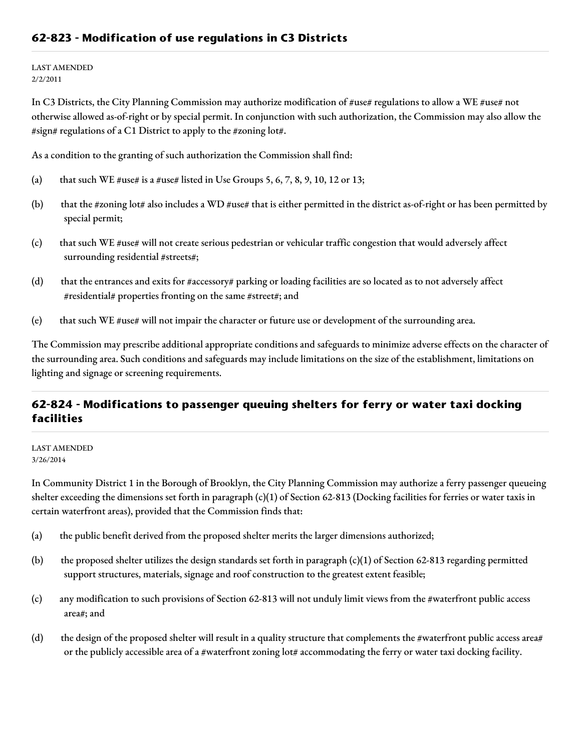## 62-823 - Modification of use regulations in C3 Districts

LAST AMENDED
2/2/2011

In C3 Districts, the City Planning Commission may authorize modification of #use# regulations to allow a WE #use# not otherwise allowed as-of-right or by special permit. In conjunction with such authorization, the Commission may also allow the #sign# regulations of a C1 District to apply to the #zoning lot#.

As a condition to the granting of such authorization the Commission shall find:

(a) that such WE #use# is a #use# listed in Use Groups 5, 6, 7, 8, 9, 10, 12 or 13;

(b) that the #zoning lot# also includes a WD #use# that is either permitted in the district as-of-right or has been permitted by special permit;

(c) that such WE #use# will not create serious pedestrian or vehicular traffic congestion that would adversely affect surrounding residential #streets#;

(d) that the entrances and exits for #accessory# parking or loading facilities are so located as to not adversely affect #residential# properties fronting on the same #street#; and

(e) that such WE #use# will not impair the character or future use or development of the surrounding area.

The Commission may prescribe additional appropriate conditions and safeguards to minimize adverse effects on the character of the surrounding area. Such conditions and safeguards may include limitations on the size of the establishment, limitations on lighting and signage or screening requirements.

## 62-824 - Modifications to passenger queuing shelters for ferry or water taxi docking facilities

LAST AMENDED
3/26/2014

In Community District 1 in the Borough of Brooklyn, the City Planning Commission may authorize a ferry passenger queueing shelter exceeding the dimensions set forth in paragraph (c)(1) of Section 62-813 (Docking facilities for ferries or water taxis in certain waterfront areas), provided that the Commission finds that:

(a) the public benefit derived from the proposed shelter merits the larger dimensions authorized;

(b) the proposed shelter utilizes the design standards set forth in paragraph (c)(1) of Section 62-813 regarding permitted support structures, materials, signage and roof construction to the greatest extent feasible;

(c) any modification to such provisions of Section 62-813 will not unduly limit views from the #waterfront public access area#; and

(d) the design of the proposed shelter will result in a quality structure that complements the #waterfront public access area# or the publicly accessible area of a #waterfront zoning lot# accommodating the ferry or water taxi docking facility.